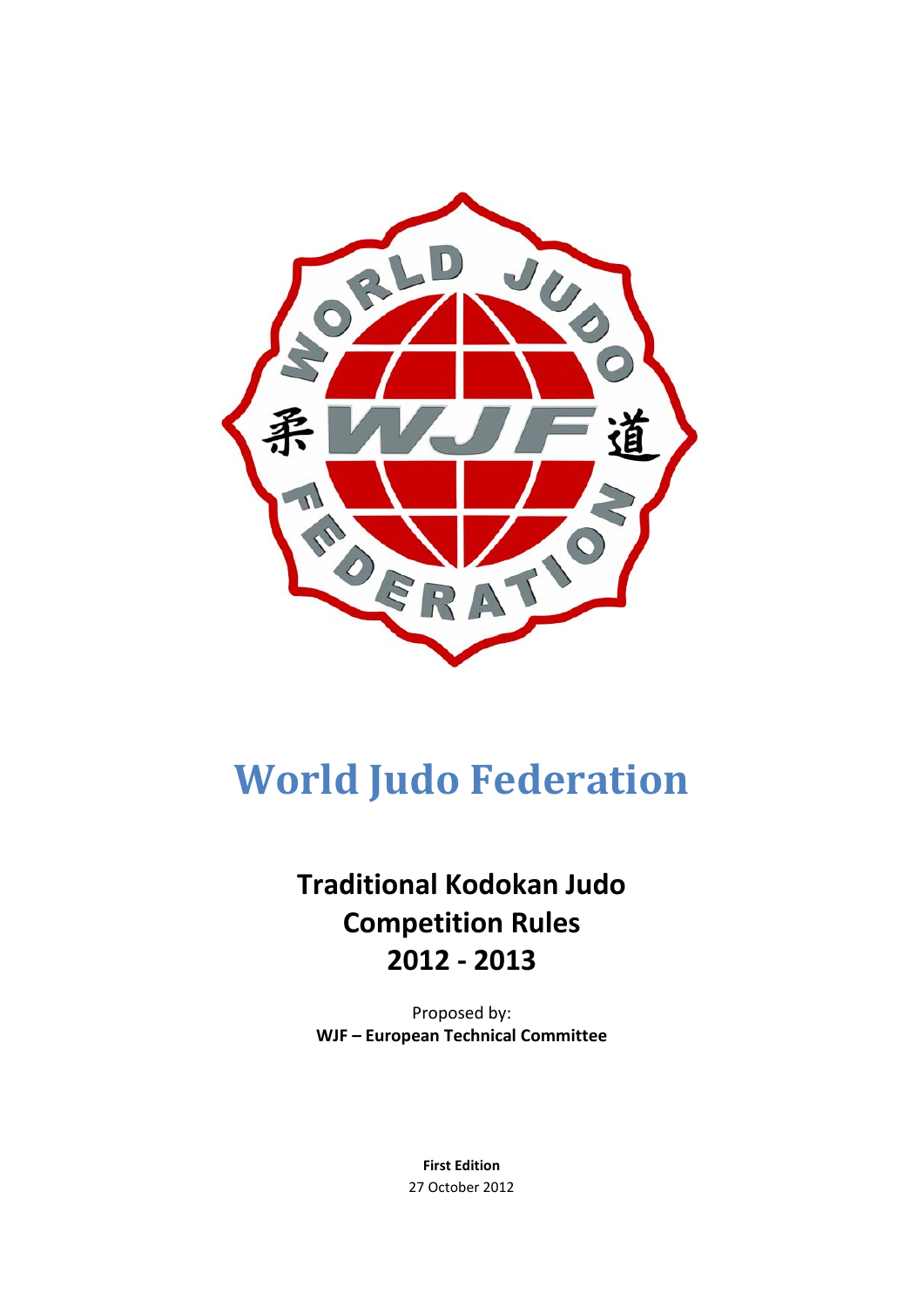# World Judo Federation

## Traditional Kodokan Judo Competition Rules 2012 - 2013

Proposed by:
**WJF – European Technical Committee**

**First Edition**
27 October 2012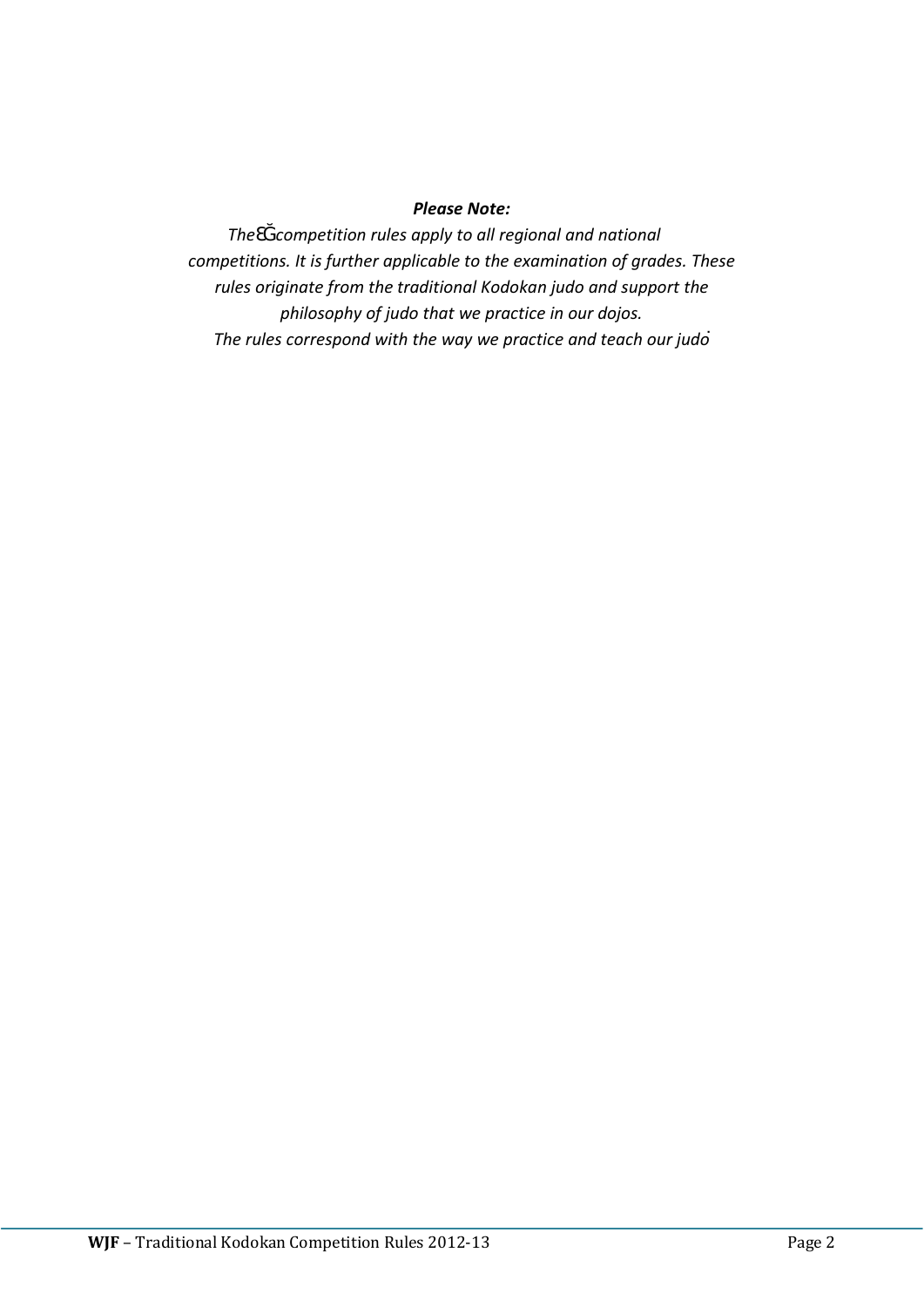***Please Note:***

*The ĞĞ competition rules apply to all regional and national competitions. It is further applicable to the examination of grades. These rules originate from the traditional Kodokan judo and support the philosophy of judo that we practice in our dojos.*

*The rules correspond with the way we practice and teach our judo.*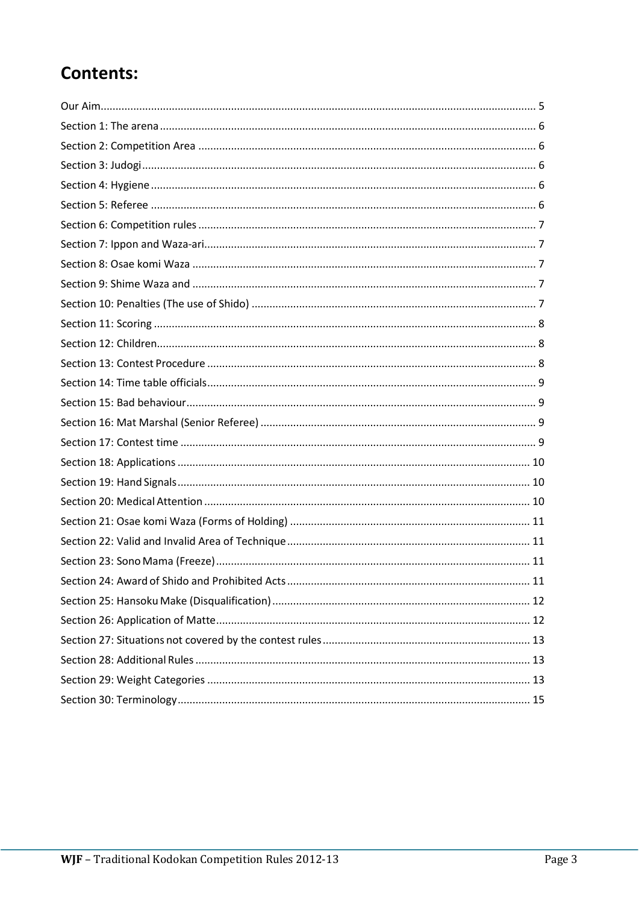# Contents:

Our Aim ..... 5
Section 1: The arena ..... 6
Section 2: Competition Area ..... 6
Section 3: Judogi ..... 6
Section 4: Hygiene ..... 6
Section 5: Referee ..... 6
Section 6: Competition rules ..... 7
Section 7: Ippon and Waza-ari ..... 7
Section 8: Osae komi Waza ..... 7
Section 9: Shime Waza and ..... 7
Section 10: Penalties (The use of Shido) ..... 7
Section 11: Scoring ..... 8
Section 12: Children ..... 8
Section 13: Contest Procedure ..... 8
Section 14: Time table officials ..... 9
Section 15: Bad behaviour ..... 9
Section 16: Mat Marshal (Senior Referee) ..... 9
Section 17: Contest time ..... 9
Section 18: Applications ..... 10
Section 19: Hand Signals ..... 10
Section 20: Medical Attention ..... 10
Section 21: Osae komi Waza (Forms of Holding) ..... 11
Section 22: Valid and Invalid Area of Technique ..... 11
Section 23: Sono Mama (Freeze) ..... 11
Section 24: Award of Shido and Prohibited Acts ..... 11
Section 25: Hansoku Make (Disqualification) ..... 12
Section 26: Application of Matte ..... 12
Section 27: Situations not covered by the contest rules ..... 13
Section 28: Additional Rules ..... 13
Section 29: Weight Categories ..... 13
Section 30: Terminology ..... 15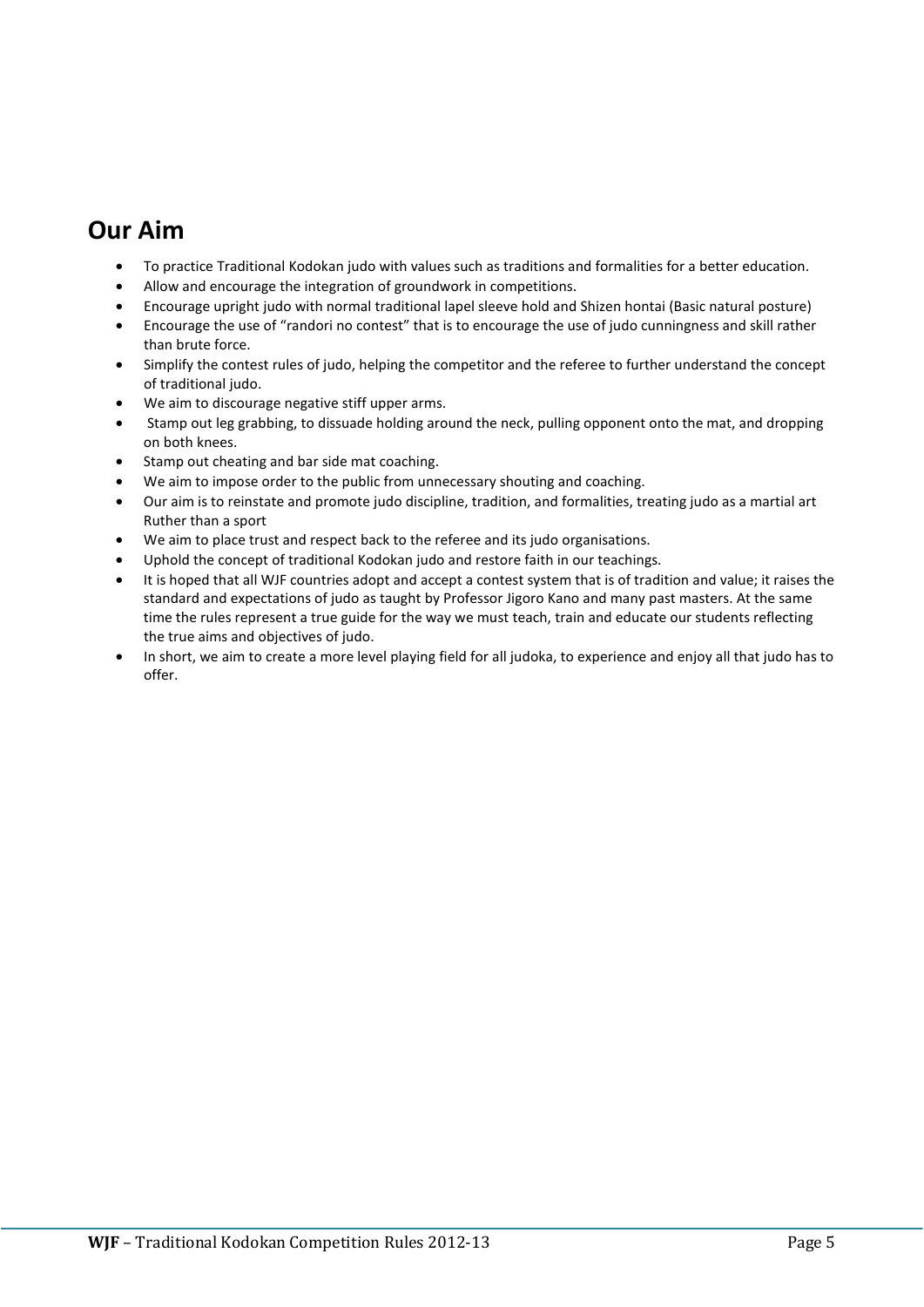## Our Aim

- To practice Traditional Kodokan judo with values such as traditions and formalities for a better education.
- Allow and encourage the integration of groundwork in competitions.
- Encourage upright judo with normal traditional lapel sleeve hold and Shizen hontai (Basic natural posture)
- Encourage the use of "randori no contest" that is to encourage the use of judo cunningness and skill rather than brute force.
- Simplify the contest rules of judo, helping the competitor and the referee to further understand the concept of traditional judo.
- We aim to discourage negative stiff upper arms.
- Stamp out leg grabbing, to dissuade holding around the neck, pulling opponent onto the mat, and dropping on both knees.
- Stamp out cheating and bar side mat coaching.
- We aim to impose order to the public from unnecessary shouting and coaching.
- Our aim is to reinstate and promote judo discipline, tradition, and formalities, treating judo as a martial art Ruther than a sport
- We aim to place trust and respect back to the referee and its judo organisations.
- Uphold the concept of traditional Kodokan judo and restore faith in our teachings.
- It is hoped that all WJF countries adopt and accept a contest system that is of tradition and value; it raises the standard and expectations of judo as taught by Professor Jigoro Kano and many past masters. At the same time the rules represent a true guide for the way we must teach, train and educate our students reflecting the true aims and objectives of judo.
- In short, we aim to create a more level playing field for all judoka, to experience and enjoy all that judo has to offer.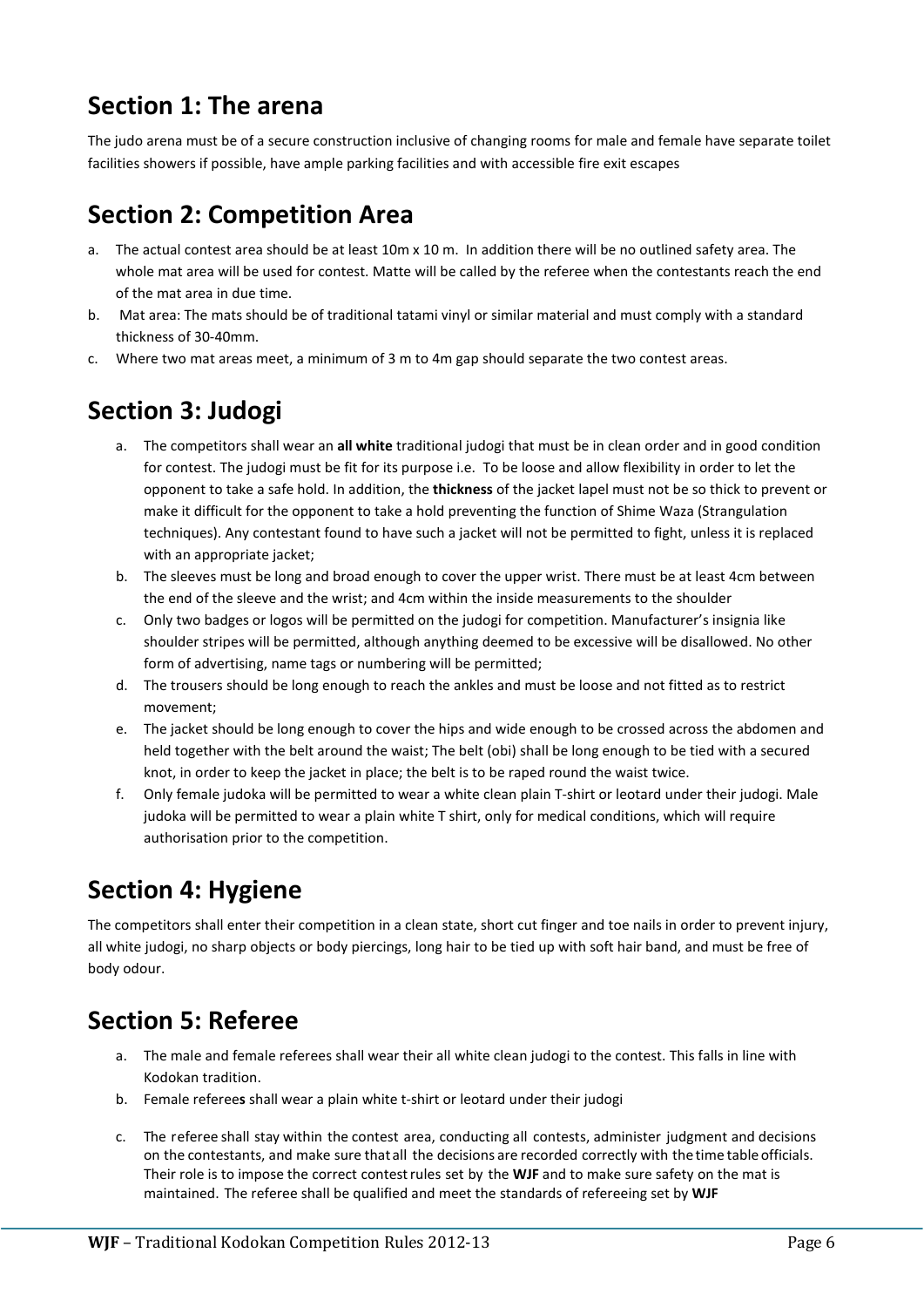## Section 1: The arena

The judo arena must be of a secure construction inclusive of changing rooms for male and female have separate toilet facilities showers if possible, have ample parking facilities and with accessible fire exit escapes

## Section 2: Competition Area

a. The actual contest area should be at least 10m x 10 m. In addition there will be no outlined safety area. The whole mat area will be used for contest. Matte will be called by the referee when the contestants reach the end of the mat area in due time.
b. Mat area: The mats should be of traditional tatami vinyl or similar material and must comply with a standard thickness of 30-40mm.
c. Where two mat areas meet, a minimum of 3 m to 4m gap should separate the two contest areas.

## Section 3: Judogi

a. The competitors shall wear an **all white** traditional judogi that must be in clean order and in good condition for contest. The judogi must be fit for its purpose i.e. To be loose and allow flexibility in order to let the opponent to take a safe hold. In addition, the **thickness** of the jacket lapel must not be so thick to prevent or make it difficult for the opponent to take a hold preventing the function of Shime Waza (Strangulation techniques). Any contestant found to have such a jacket will not be permitted to fight, unless it is replaced with an appropriate jacket;
b. The sleeves must be long and broad enough to cover the upper wrist. There must be at least 4cm between the end of the sleeve and the wrist; and 4cm within the inside measurements to the shoulder
c. Only two badges or logos will be permitted on the judogi for competition. Manufacturer's insignia like shoulder stripes will be permitted, although anything deemed to be excessive will be disallowed. No other form of advertising, name tags or numbering will be permitted;
d. The trousers should be long enough to reach the ankles and must be loose and not fitted as to restrict movement;
e. The jacket should be long enough to cover the hips and wide enough to be crossed across the abdomen and held together with the belt around the waist; The belt (obi) shall be long enough to be tied with a secured knot, in order to keep the jacket in place; the belt is to be raped round the waist twice.
f. Only female judoka will be permitted to wear a white clean plain T-shirt or leotard under their judogi. Male judoka will be permitted to wear a plain white T shirt, only for medical conditions, which will require authorisation prior to the competition.

## Section 4: Hygiene

The competitors shall enter their competition in a clean state, short cut finger and toe nails in order to prevent injury, all white judogi, no sharp objects or body piercings, long hair to be tied up with soft hair band, and must be free of body odour.

## Section 5: Referee

a. The male and female referees shall wear their all white clean judogi to the contest. This falls in line with Kodokan tradition.
b. Female referee**s** shall wear a plain white t-shirt or leotard under their judogi
c. The referee shall stay within the contest area, conducting all contests, administer judgment and decisions on the contestants, and make sure that all the decisions are recorded correctly with the time table officials. Their role is to impose the correct contest rules set by the **WJF** and to make sure safety on the mat is maintained. The referee shall be qualified and meet the standards of refereeing set by **WJF**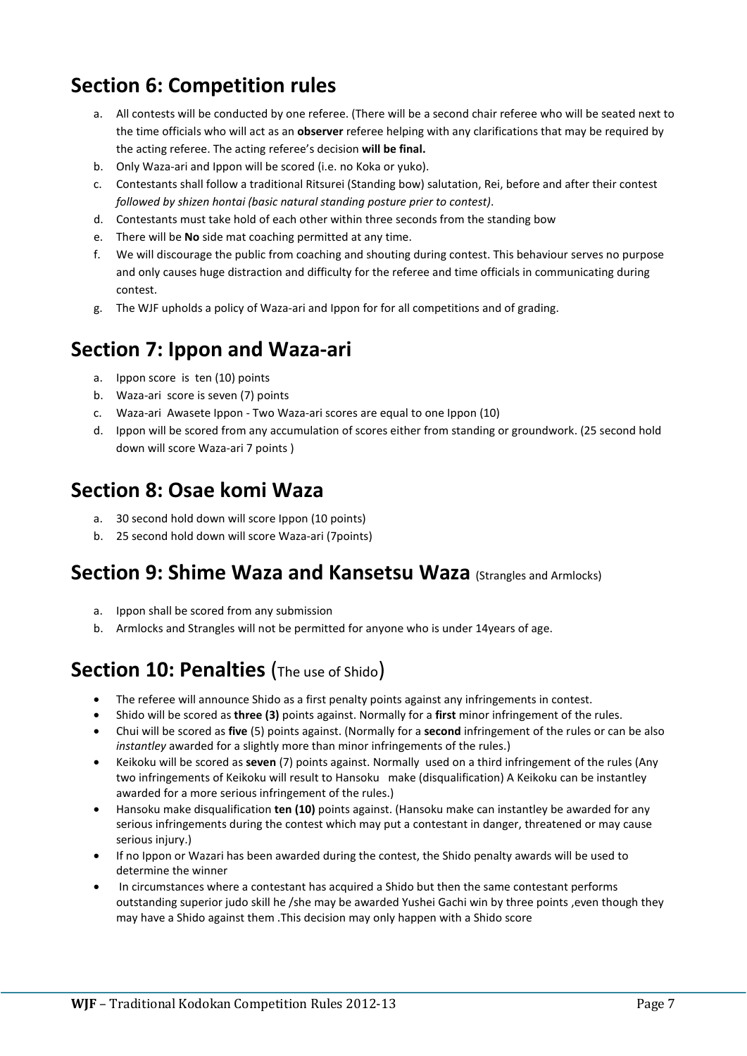## Section 6: Competition rules

a. All contests will be conducted by one referee. (There will be a second chair referee who will be seated next to the time officials who will act as an **observer** referee helping with any clarifications that may be required by the acting referee. The acting referee's decision **will be final.**
b. Only Waza-ari and Ippon will be scored (i.e. no Koka or yuko).
c. Contestants shall follow a traditional Ritsurei (Standing bow) salutation, Rei, before and after their contest *followed by shizen hontai (basic natural standing posture prier to contest)*.
d. Contestants must take hold of each other within three seconds from the standing bow
e. There will be **No** side mat coaching permitted at any time.
f. We will discourage the public from coaching and shouting during contest. This behaviour serves no purpose and only causes huge distraction and difficulty for the referee and time officials in communicating during contest.
g. The WJF upholds a policy of Waza-ari and Ippon for for all competitions and of grading.

## Section 7: Ippon and Waza-ari

a. Ippon score is ten (10) points
b. Waza-ari score is seven (7) points
c. Waza-ari Awasete Ippon - Two Waza-ari scores are equal to one Ippon (10)
d. Ippon will be scored from any accumulation of scores either from standing or groundwork. (25 second hold down will score Waza-ari 7 points )

## Section 8: Osae komi Waza

a. 30 second hold down will score Ippon (10 points)
b. 25 second hold down will score Waza-ari (7points)

## Section 9: Shime Waza and Kansetsu Waza (Strangles and Armlocks)

a. Ippon shall be scored from any submission
b. Armlocks and Strangles will not be permitted for anyone who is under 14years of age.

## Section 10: Penalties (The use of Shido)

- The referee will announce Shido as a first penalty points against any infringements in contest.
- Shido will be scored as **three (3)** points against. Normally for a **first** minor infringement of the rules.
- Chui will be scored as **five** (5) points against. (Normally for a **second** infringement of the rules or can be also *instantley* awarded for a slightly more than minor infringements of the rules.)
- Keikoku will be scored as **seven** (7) points against. Normally used on a third infringement of the rules (Any two infringements of Keikoku will result to Hansoku make (disqualification) A Keikoku can be instantley awarded for a more serious infringement of the rules.)
- Hansoku make disqualification **ten (10)** points against. (Hansoku make can instantley be awarded for any serious infringements during the contest which may put a contestant in danger, threatened or may cause serious injury.)
- If no Ippon or Wazari has been awarded during the contest, the Shido penalty awards will be used to determine the winner
- In circumstances where a contestant has acquired a Shido but then the same contestant performs outstanding superior judo skill he /she may be awarded Yushei Gachi win by three points ,even though they may have a Shido against them .This decision may only happen with a Shido score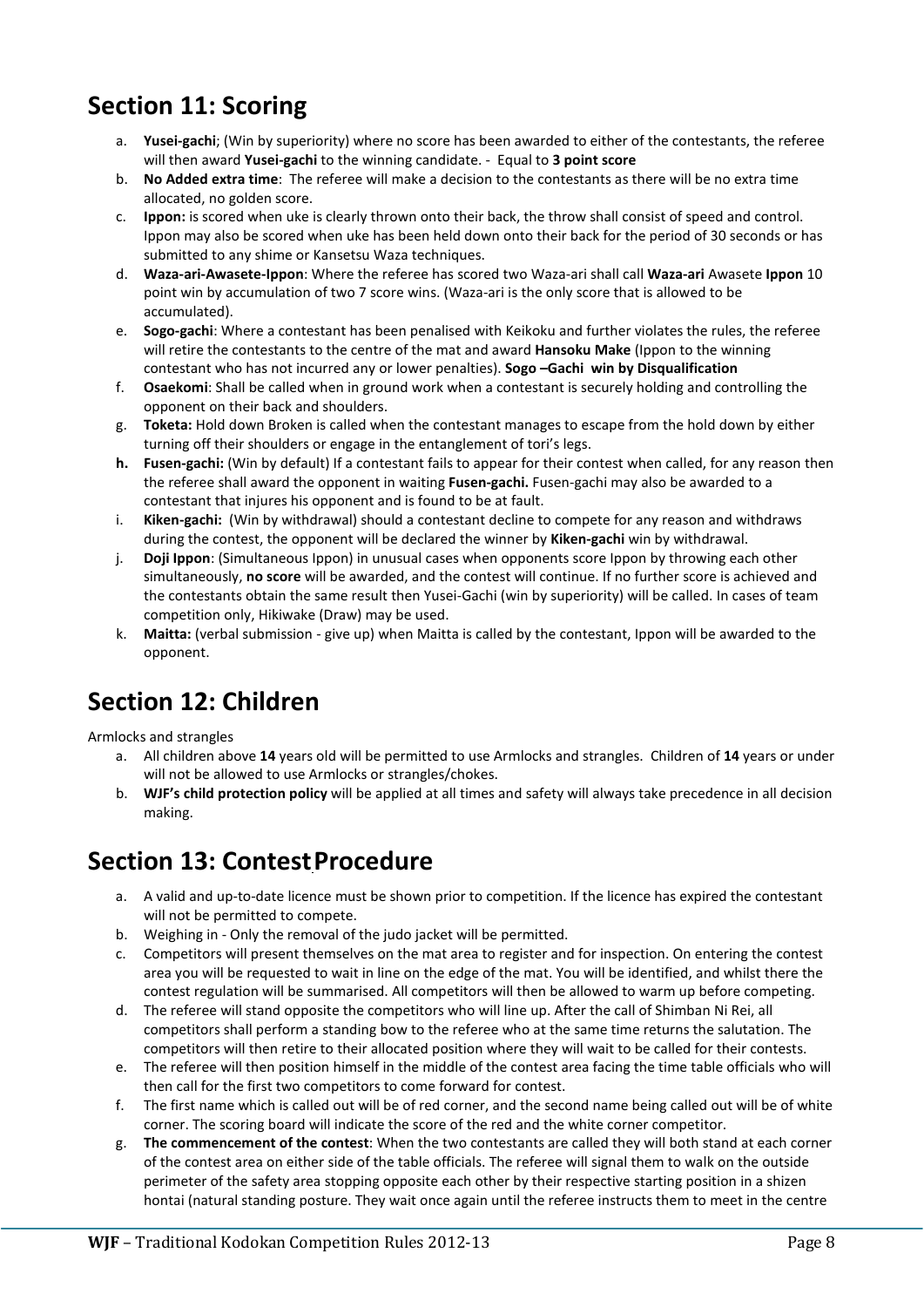## Section 11: Scoring

a. **Yusei-gachi**; (Win by superiority) where no score has been awarded to either of the contestants, the referee will then award **Yusei-gachi** to the winning candidate. - Equal to **3 point score**

b. **No Added extra time**: The referee will make a decision to the contestants as there will be no extra time allocated, no golden score.

c. **Ippon:** is scored when uke is clearly thrown onto their back, the throw shall consist of speed and control. Ippon may also be scored when uke has been held down onto their back for the period of 30 seconds or has submitted to any shime or Kansetsu Waza techniques.

d. **Waza-ari-Awasete-Ippon**: Where the referee has scored two Waza-ari shall call **Waza-ari** Awasete **Ippon** 10 point win by accumulation of two 7 score wins. (Waza-ari is the only score that is allowed to be accumulated).

e. **Sogo-gachi**: Where a contestant has been penalised with Keikoku and further violates the rules, the referee will retire the contestants to the centre of the mat and award **Hansoku Make** (Ippon to the winning contestant who has not incurred any or lower penalties). **Sogo –Gachi win by Disqualification**

f. **Osaekomi**: Shall be called when in ground work when a contestant is securely holding and controlling the opponent on their back and shoulders.

g. **Toketa:** Hold down Broken is called when the contestant manages to escape from the hold down by either turning off their shoulders or engage in the entanglement of tori's legs.

**h. Fusen-gachi:** (Win by default) If a contestant fails to appear for their contest when called, for any reason then the referee shall award the opponent in waiting **Fusen-gachi.** Fusen-gachi may also be awarded to a contestant that injures his opponent and is found to be at fault.

i. **Kiken-gachi:** (Win by withdrawal) should a contestant decline to compete for any reason and withdraws during the contest, the opponent will be declared the winner by **Kiken-gachi** win by withdrawal.

j. **Doji Ippon**: (Simultaneous Ippon) in unusual cases when opponents score Ippon by throwing each other simultaneously, **no score** will be awarded, and the contest will continue. If no further score is achieved and the contestants obtain the same result then Yusei-Gachi (win by superiority) will be called. In cases of team competition only, Hikiwake (Draw) may be used.

k. **Maitta:** (verbal submission - give up) when Maitta is called by the contestant, Ippon will be awarded to the opponent.

## Section 12: Children

Armlocks and strangles

a. All children above **14** years old will be permitted to use Armlocks and strangles. Children of **14** years or under will not be allowed to use Armlocks or strangles/chokes.

b. **WJF's child protection policy** will be applied at all times and safety will always take precedence in all decision making.

## Section 13: Contest Procedure

a. A valid and up-to-date licence must be shown prior to competition. If the licence has expired the contestant will not be permitted to compete.

b. Weighing in - Only the removal of the judo jacket will be permitted.

c. Competitors will present themselves on the mat area to register and for inspection. On entering the contest area you will be requested to wait in line on the edge of the mat. You will be identified, and whilst there the contest regulation will be summarised. All competitors will then be allowed to warm up before competing.

d. The referee will stand opposite the competitors who will line up. After the call of Shimban Ni Rei, all competitors shall perform a standing bow to the referee who at the same time returns the salutation. The competitors will then retire to their allocated position where they will wait to be called for their contests.

e. The referee will then position himself in the middle of the contest area facing the time table officials who will then call for the first two competitors to come forward for contest.

f. The first name which is called out will be of red corner, and the second name being called out will be of white corner. The scoring board will indicate the score of the red and the white corner competitor.

g. **The commencement of the contest**: When the two contestants are called they will both stand at each corner of the contest area on either side of the table officials. The referee will signal them to walk on the outside perimeter of the safety area stopping opposite each other by their respective starting position in a shizen hontai (natural standing posture. They wait once again until the referee instructs them to meet in the centre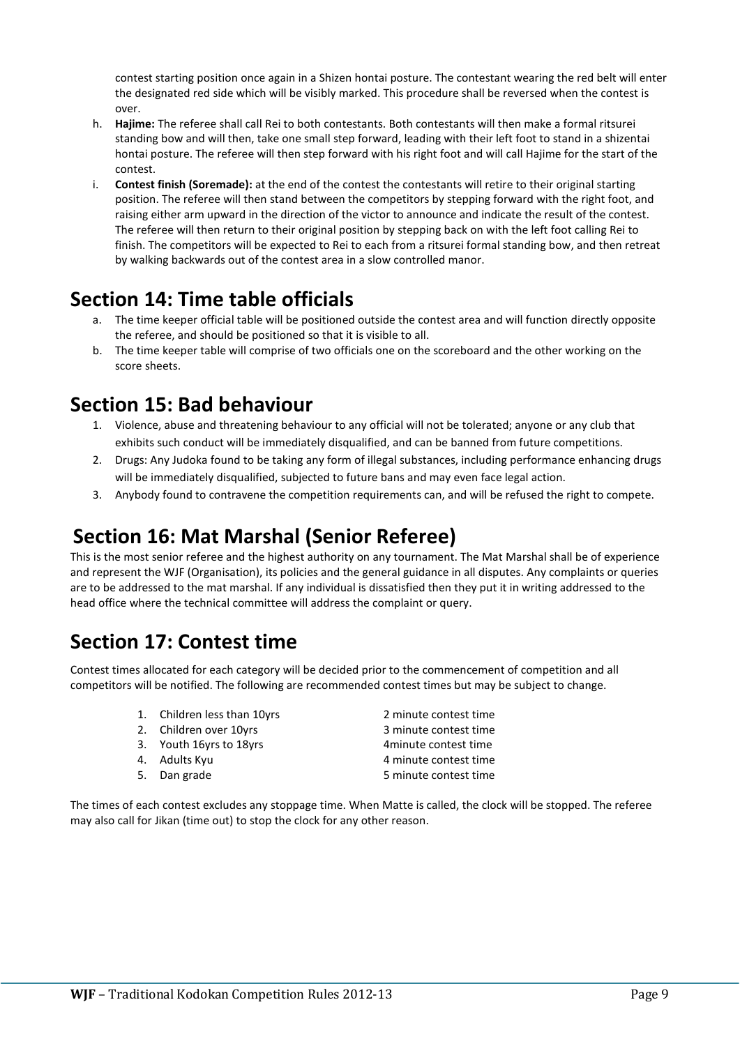contest starting position once again in a Shizen hontai posture. The contestant wearing the red belt will enter the designated red side which will be visibly marked. This procedure shall be reversed when the contest is over.

h. **Hajime:** The referee shall call Rei to both contestants. Both contestants will then make a formal ritsurei standing bow and will then, take one small step forward, leading with their left foot to stand in a shizentai hontai posture. The referee will then step forward with his right foot and will call Hajime for the start of the contest.

i. **Contest finish (Soremade):** at the end of the contest the contestants will retire to their original starting position. The referee will then stand between the competitors by stepping forward with the right foot, and raising either arm upward in the direction of the victor to announce and indicate the result of the contest. The referee will then return to their original position by stepping back on with the left foot calling Rei to finish. The competitors will be expected to Rei to each from a ritsurei formal standing bow, and then retreat by walking backwards out of the contest area in a slow controlled manor.

## Section 14: Time table officials

a. The time keeper official table will be positioned outside the contest area and will function directly opposite the referee, and should be positioned so that it is visible to all.

b. The time keeper table will comprise of two officials one on the scoreboard and the other working on the score sheets.

## Section 15: Bad behaviour

1. Violence, abuse and threatening behaviour to any official will not be tolerated; anyone or any club that exhibits such conduct will be immediately disqualified, and can be banned from future competitions.
2. Drugs: Any Judoka found to be taking any form of illegal substances, including performance enhancing drugs will be immediately disqualified, subjected to future bans and may even face legal action.
3. Anybody found to contravene the competition requirements can, and will be refused the right to compete.

## Section 16: Mat Marshal (Senior Referee)

This is the most senior referee and the highest authority on any tournament. The Mat Marshal shall be of experience and represent the WJF (Organisation), its policies and the general guidance in all disputes. Any complaints or queries are to be addressed to the mat marshal. If any individual is dissatisfied then they put it in writing addressed to the head office where the technical committee will address the complaint or query.

## Section 17: Contest time

Contest times allocated for each category will be decided prior to the commencement of competition and all competitors will be notified. The following are recommended contest times but may be subject to change.

1. Children less than 10yrs — 2 minute contest time
2. Children over 10yrs — 3 minute contest time
3. Youth 16yrs to 18yrs — 4minute contest time
4. Adults Kyu — 4 minute contest time
5. Dan grade — 5 minute contest time

The times of each contest excludes any stoppage time. When Matte is called, the clock will be stopped. The referee may also call for Jikan (time out) to stop the clock for any other reason.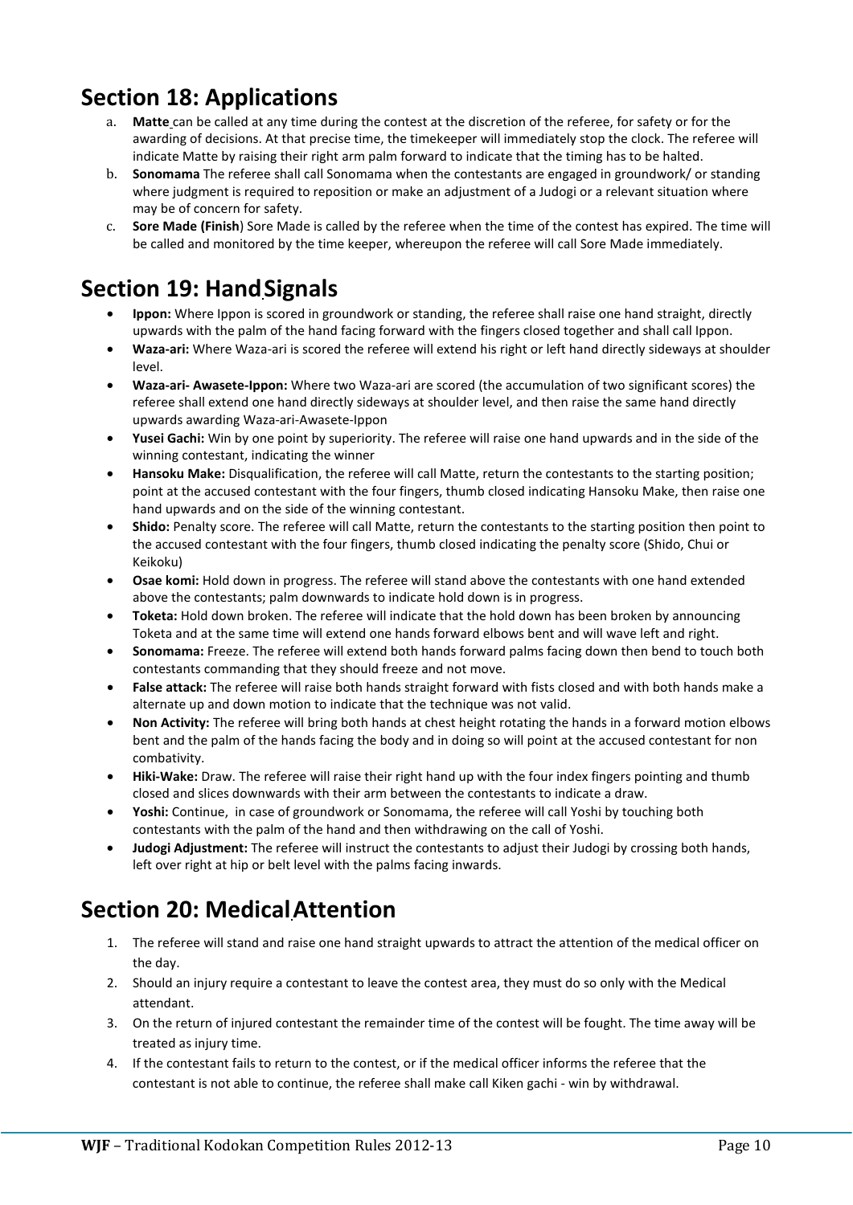## Section 18: Applications

a. **Matte** can be called at any time during the contest at the discretion of the referee, for safety or for the awarding of decisions. At that precise time, the timekeeper will immediately stop the clock. The referee will indicate Matte by raising their right arm palm forward to indicate that the timing has to be halted.
b. **Sonomama** The referee shall call Sonomama when the contestants are engaged in groundwork/ or standing where judgment is required to reposition or make an adjustment of a Judogi or a relevant situation where may be of concern for safety.
c. **Sore Made (Finish**) Sore Made is called by the referee when the time of the contest has expired. The time will be called and monitored by the time keeper, whereupon the referee will call Sore Made immediately.

## Section 19: Hand Signals

- **Ippon:** Where Ippon is scored in groundwork or standing, the referee shall raise one hand straight, directly upwards with the palm of the hand facing forward with the fingers closed together and shall call Ippon.
- **Waza-ari:** Where Waza-ari is scored the referee will extend his right or left hand directly sideways at shoulder level.
- **Waza-ari- Awasete-Ippon:** Where two Waza-ari are scored (the accumulation of two significant scores) the referee shall extend one hand directly sideways at shoulder level, and then raise the same hand directly upwards awarding Waza-ari-Awasete-Ippon
- **Yusei Gachi:** Win by one point by superiority. The referee will raise one hand upwards and in the side of the winning contestant, indicating the winner
- **Hansoku Make:** Disqualification, the referee will call Matte, return the contestants to the starting position; point at the accused contestant with the four fingers, thumb closed indicating Hansoku Make, then raise one hand upwards and on the side of the winning contestant.
- **Shido:** Penalty score. The referee will call Matte, return the contestants to the starting position then point to the accused contestant with the four fingers, thumb closed indicating the penalty score (Shido, Chui or Keikoku)
- **Osae komi:** Hold down in progress. The referee will stand above the contestants with one hand extended above the contestants; palm downwards to indicate hold down is in progress.
- **Toketa:** Hold down broken. The referee will indicate that the hold down has been broken by announcing Toketa and at the same time will extend one hands forward elbows bent and will wave left and right.
- **Sonomama:** Freeze. The referee will extend both hands forward palms facing down then bend to touch both contestants commanding that they should freeze and not move.
- **False attack:** The referee will raise both hands straight forward with fists closed and with both hands make a alternate up and down motion to indicate that the technique was not valid.
- **Non Activity:** The referee will bring both hands at chest height rotating the hands in a forward motion elbows bent and the palm of the hands facing the body and in doing so will point at the accused contestant for non combativity.
- **Hiki-Wake:** Draw. The referee will raise their right hand up with the four index fingers pointing and thumb closed and slices downwards with their arm between the contestants to indicate a draw.
- **Yoshi:** Continue, in case of groundwork or Sonomama, the referee will call Yoshi by touching both contestants with the palm of the hand and then withdrawing on the call of Yoshi.
- **Judogi Adjustment:** The referee will instruct the contestants to adjust their Judogi by crossing both hands, left over right at hip or belt level with the palms facing inwards.

## Section 20: Medical Attention

1. The referee will stand and raise one hand straight upwards to attract the attention of the medical officer on the day.
2. Should an injury require a contestant to leave the contest area, they must do so only with the Medical attendant.
3. On the return of injured contestant the remainder time of the contest will be fought. The time away will be treated as injury time.
4. If the contestant fails to return to the contest, or if the medical officer informs the referee that the contestant is not able to continue, the referee shall make call Kiken gachi - win by withdrawal.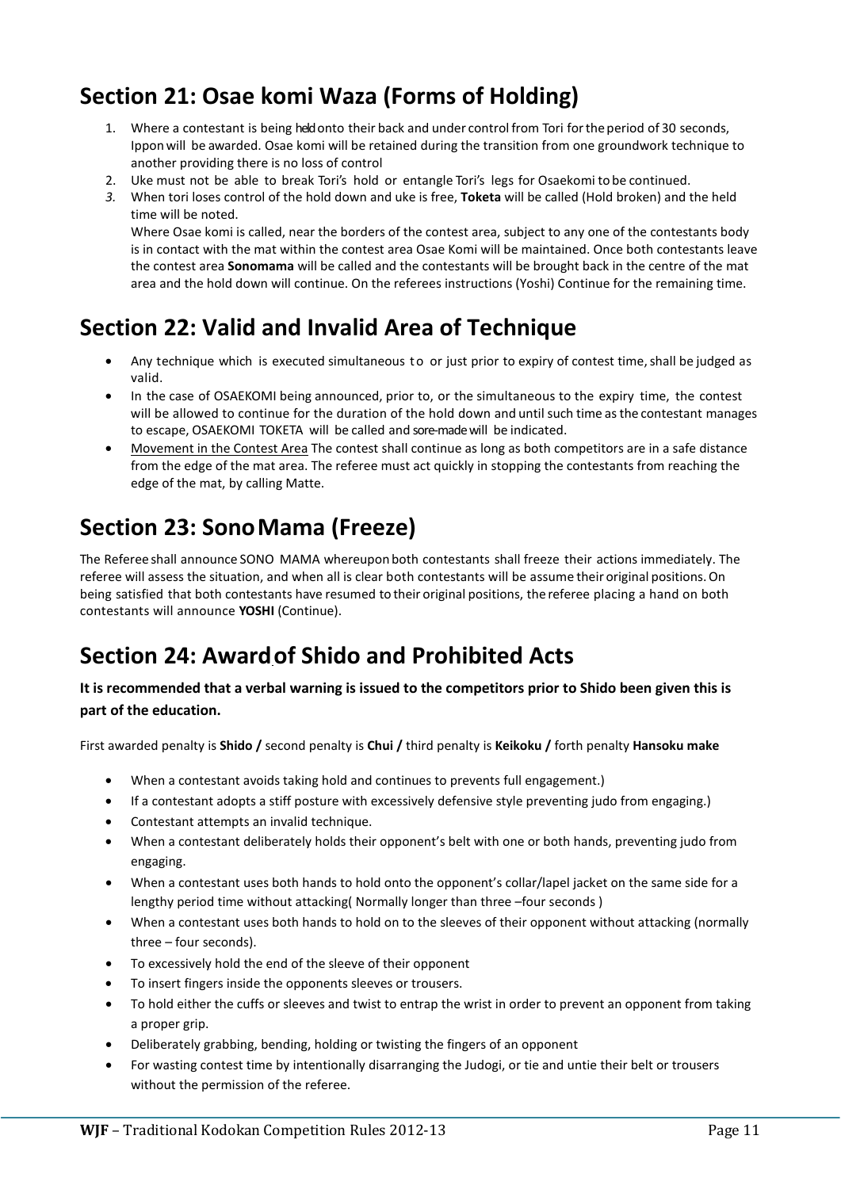## Section 21: Osae komi Waza (Forms of Holding)

1. Where a contestant is being held onto their back and under control from Tori for the period of 30 seconds, Ippon will be awarded. Osae komi will be retained during the transition from one groundwork technique to another providing there is no loss of control
2. Uke must not be able to break Tori's hold or entangle Tori's legs for Osaekomi to be continued.
3. When tori loses control of the hold down and uke is free, **Toketa** will be called (Hold broken) and the held time will be noted.

   Where Osae komi is called, near the borders of the contest area, subject to any one of the contestants body is in contact with the mat within the contest area Osae Komi will be maintained. Once both contestants leave the contest area **Sonomama** will be called and the contestants will be brought back in the centre of the mat area and the hold down will continue. On the referees instructions (Yoshi) Continue for the remaining time.

## Section 22: Valid and Invalid Area of Technique

- Any technique which is executed simultaneous to or just prior to expiry of contest time, shall be judged as valid.
- In the case of OSAEKOMI being announced, prior to, or the simultaneous to the expiry time, the contest will be allowed to continue for the duration of the hold down and until such time as the contestant manages to escape, OSAEKOMI TOKETA will be called and sore-made will be indicated.
- <u>Movement in the Contest Area</u> The contest shall continue as long as both competitors are in a safe distance from the edge of the mat area. The referee must act quickly in stopping the contestants from reaching the edge of the mat, by calling Matte.

## Section 23: Sono Mama (Freeze)

The Referee shall announce SONO MAMA whereupon both contestants shall freeze their actions immediately. The referee will assess the situation, and when all is clear both contestants will be assume their original positions. On being satisfied that both contestants have resumed to their original positions, the referee placing a hand on both contestants will announce **YOSHI** (Continue).

## Section 24: Award of Shido and Prohibited Acts

**It is recommended that a verbal warning is issued to the competitors prior to Shido been given this is part of the education.**

First awarded penalty is **Shido /** second penalty is **Chui /** third penalty is **Keikoku /** forth penalty **Hansoku make**

- When a contestant avoids taking hold and continues to prevents full engagement.)
- If a contestant adopts a stiff posture with excessively defensive style preventing judo from engaging.)
- Contestant attempts an invalid technique.
- When a contestant deliberately holds their opponent's belt with one or both hands, preventing judo from engaging.
- When a contestant uses both hands to hold onto the opponent's collar/lapel jacket on the same side for a lengthy period time without attacking( Normally longer than three –four seconds )
- When a contestant uses both hands to hold on to the sleeves of their opponent without attacking (normally three – four seconds).
- To excessively hold the end of the sleeve of their opponent
- To insert fingers inside the opponents sleeves or trousers.
- To hold either the cuffs or sleeves and twist to entrap the wrist in order to prevent an opponent from taking a proper grip.
- Deliberately grabbing, bending, holding or twisting the fingers of an opponent
- For wasting contest time by intentionally disarranging the Judogi, or tie and untie their belt or trousers without the permission of the referee.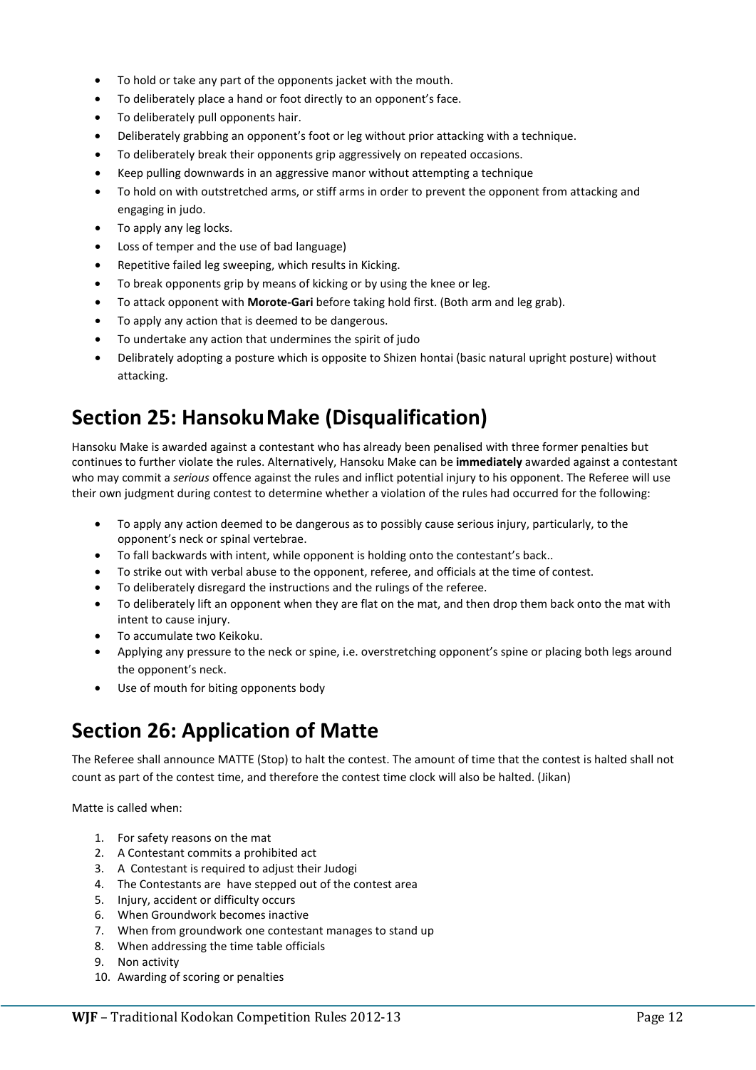- To hold or take any part of the opponents jacket with the mouth.
- To deliberately place a hand or foot directly to an opponent's face.
- To deliberately pull opponents hair.
- Deliberately grabbing an opponent's foot or leg without prior attacking with a technique.
- To deliberately break their opponents grip aggressively on repeated occasions.
- Keep pulling downwards in an aggressive manor without attempting a technique
- To hold on with outstretched arms, or stiff arms in order to prevent the opponent from attacking and engaging in judo.
- To apply any leg locks.
- Loss of temper and the use of bad language)
- Repetitive failed leg sweeping, which results in Kicking.
- To break opponents grip by means of kicking or by using the knee or leg.
- To attack opponent with **Morote-Gari** before taking hold first. (Both arm and leg grab).
- To apply any action that is deemed to be dangerous.
- To undertake any action that undermines the spirit of judo
- Delibrately adopting a posture which is opposite to Shizen hontai (basic natural upright posture) without attacking.

## Section 25: Hansoku Make (Disqualification)

Hansoku Make is awarded against a contestant who has already been penalised with three former penalties but continues to further violate the rules. Alternatively, Hansoku Make can be **immediately** awarded against a contestant who may commit a *serious* offence against the rules and inflict potential injury to his opponent. The Referee will use their own judgment during contest to determine whether a violation of the rules had occurred for the following:

- To apply any action deemed to be dangerous as to possibly cause serious injury, particularly, to the opponent's neck or spinal vertebrae.
- To fall backwards with intent, while opponent is holding onto the contestant's back..
- To strike out with verbal abuse to the opponent, referee, and officials at the time of contest.
- To deliberately disregard the instructions and the rulings of the referee.
- To deliberately lift an opponent when they are flat on the mat, and then drop them back onto the mat with intent to cause injury.
- To accumulate two Keikoku.
- Applying any pressure to the neck or spine, i.e. overstretching opponent's spine or placing both legs around the opponent's neck.
- Use of mouth for biting opponents body

## Section 26: Application of Matte

The Referee shall announce MATTE (Stop) to halt the contest. The amount of time that the contest is halted shall not count as part of the contest time, and therefore the contest time clock will also be halted. (Jikan)

Matte is called when:

1. For safety reasons on the mat
2. A Contestant commits a prohibited act
3. A Contestant is required to adjust their Judogi
4. The Contestants are have stepped out of the contest area
5. Injury, accident or difficulty occurs
6. When Groundwork becomes inactive
7. When from groundwork one contestant manages to stand up
8. When addressing the time table officials
9. Non activity
10. Awarding of scoring or penalties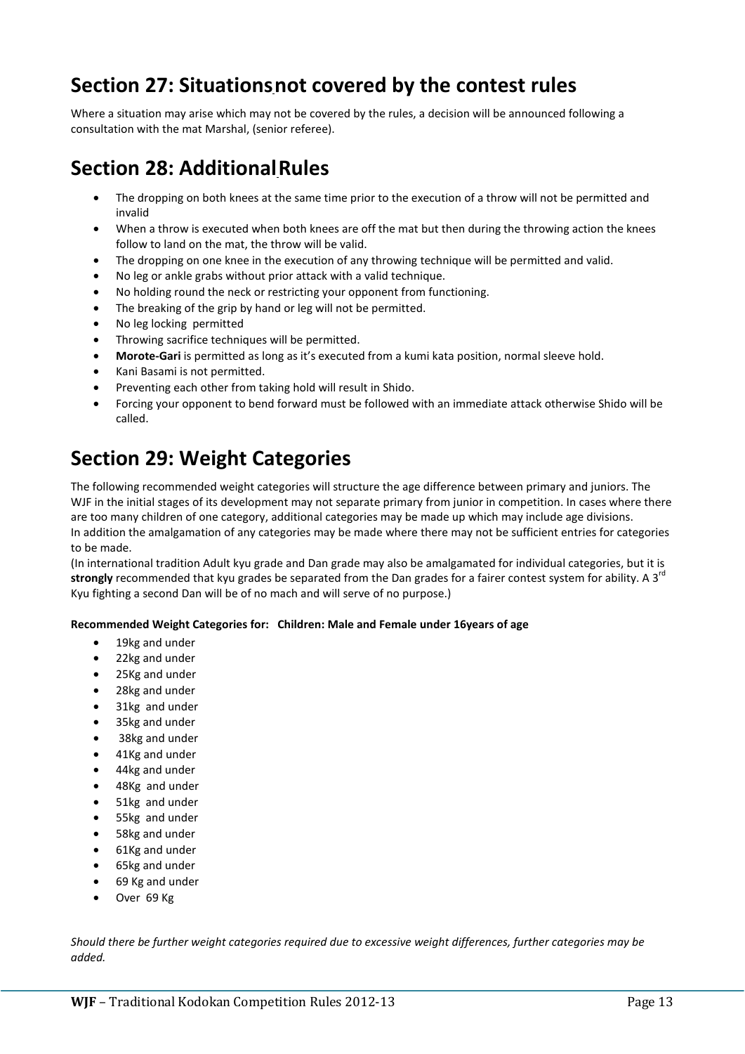## Section 27: Situations not covered by the contest rules

Where a situation may arise which may not be covered by the rules, a decision will be announced following a consultation with the mat Marshal, (senior referee).

## Section 28: Additional Rules

- The dropping on both knees at the same time prior to the execution of a throw will not be permitted and invalid
- When a throw is executed when both knees are off the mat but then during the throwing action the knees follow to land on the mat, the throw will be valid.
- The dropping on one knee in the execution of any throwing technique will be permitted and valid.
- No leg or ankle grabs without prior attack with a valid technique.
- No holding round the neck or restricting your opponent from functioning.
- The breaking of the grip by hand or leg will not be permitted.
- No leg locking permitted
- Throwing sacrifice techniques will be permitted.
- **Morote-Gari** is permitted as long as it's executed from a kumi kata position, normal sleeve hold.
- Kani Basami is not permitted.
- Preventing each other from taking hold will result in Shido.
- Forcing your opponent to bend forward must be followed with an immediate attack otherwise Shido will be called.

## Section 29: Weight Categories

The following recommended weight categories will structure the age difference between primary and juniors. The WJF in the initial stages of its development may not separate primary from junior in competition. In cases where there are too many children of one category, additional categories may be made up which may include age divisions.
In addition the amalgamation of any categories may be made where there may not be sufficient entries for categories to be made.
(In international tradition Adult kyu grade and Dan grade may also be amalgamated for individual categories, but it is **strongly** recommended that kyu grades be separated from the Dan grades for a fairer contest system for ability. A 3rd Kyu fighting a second Dan will be of no mach and will serve of no purpose.)

**Recommended Weight Categories for: Children: Male and Female under 16years of age**

- 19kg and under
- 22kg and under
- 25Kg and under
- 28kg and under
- 31kg and under
- 35kg and under
- 38kg and under
- 41Kg and under
- 44kg and under
- 48Kg and under
- 51kg and under
- 55kg and under
- 58kg and under
- 61Kg and under
- 65kg and under
- 69 Kg and under
- Over 69 Kg

*Should there be further weight categories required due to excessive weight differences, further categories may be added.*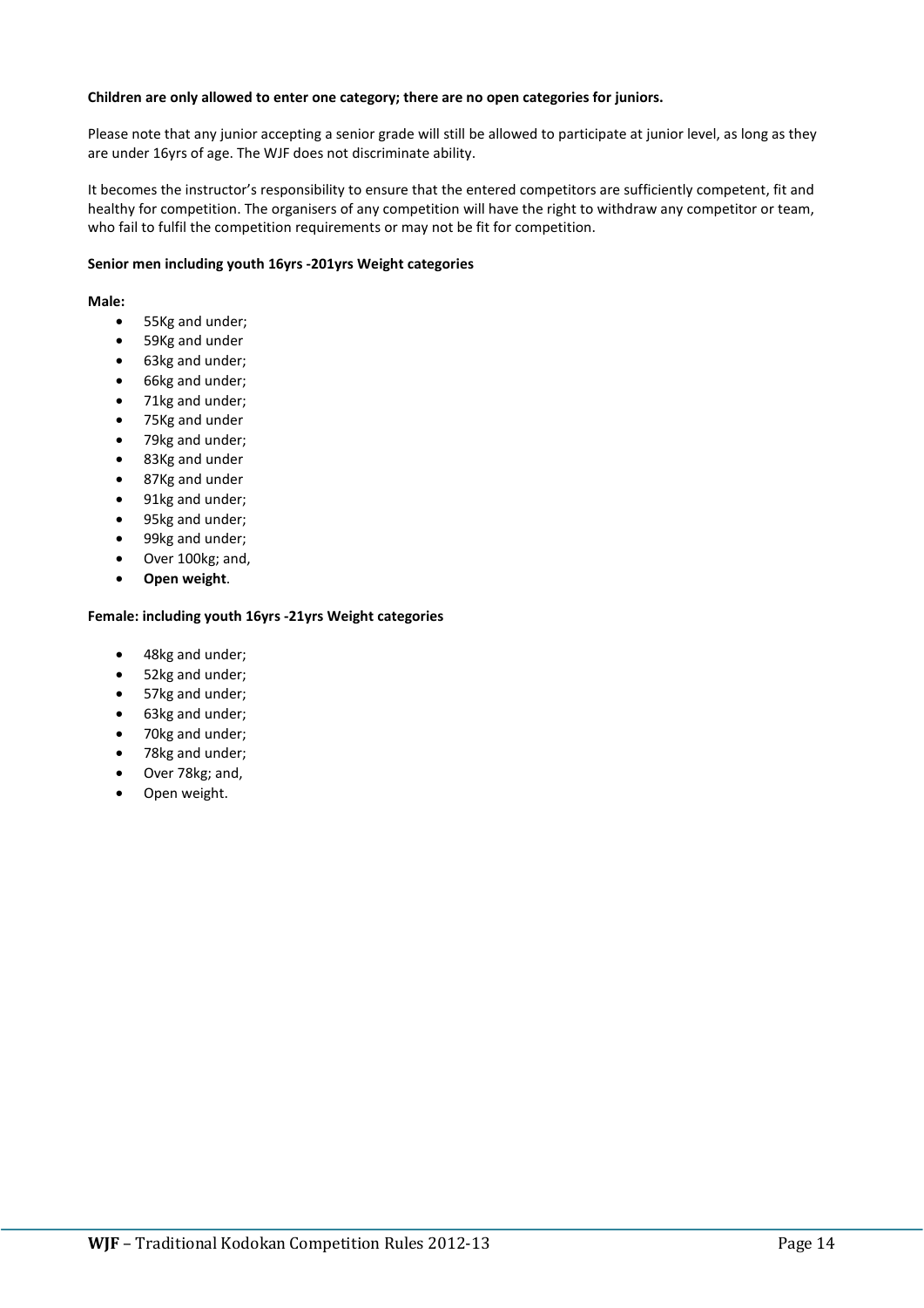**Children are only allowed to enter one category; there are no open categories for juniors.**

Please note that any junior accepting a senior grade will still be allowed to participate at junior level, as long as they are under 16yrs of age. The WJF does not discriminate ability.

It becomes the instructor's responsibility to ensure that the entered competitors are sufficiently competent, fit and healthy for competition. The organisers of any competition will have the right to withdraw any competitor or team, who fail to fulfil the competition requirements or may not be fit for competition.

**Senior men including youth 16yrs -201yrs Weight categories**

**Male:**

- 55Kg and under;
- 59Kg and under
- 63kg and under;
- 66kg and under;
- 71kg and under;
- 75Kg and under
- 79kg and under;
- 83Kg and under
- 87Kg and under
- 91kg and under;
- 95kg and under;
- 99kg and under;
- Over 100kg; and,
- **Open weight**.

**Female: including youth 16yrs -21yrs Weight categories**

- 48kg and under;
- 52kg and under;
- 57kg and under;
- 63kg and under;
- 70kg and under;
- 78kg and under;
- Over 78kg; and,
- Open weight.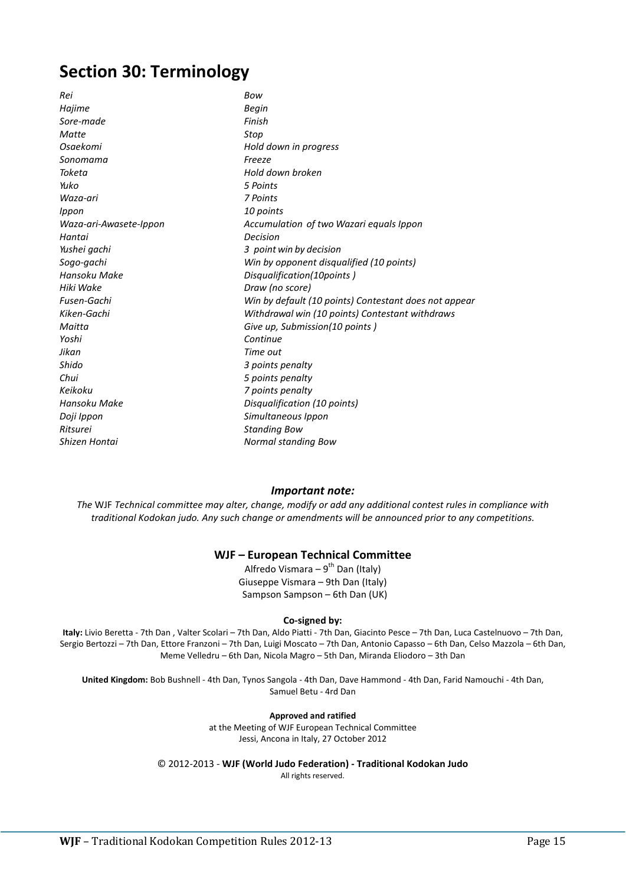# Section 30: Terminology

| | |
|---|---|
| *Rei* | *Bow* |
| *Hajime* | *Begin* |
| *Sore-made* | *Finish* |
| *Matte* | *Stop* |
| *Osaekomi* | *Hold down in progress* |
| *Sonomama* | *Freeze* |
| *Toketa* | *Hold down broken* |
| *Yuko* | *5 Points* |
| *Waza-ari* | *7 Points* |
| *Ippon* | *10 points* |
| *Waza-ari-Awasete-Ippon* | *Accumulation of two Wazari equals Ippon* |
| *Hantai* | *Decision* |
| *Yushei gachi* | *3 point win by decision* |
| *Sogo-gachi* | *Win by opponent disqualified (10 points)* |
| *Hansoku Make* | *Disqualification(10points )* |
| *Hiki Wake* | *Draw (no score)* |
| *Fusen-Gachi* | *Win by default (10 points) Contestant does not appear* |
| *Kiken-Gachi* | *Withdrawal win (10 points) Contestant withdraws* |
| *Maitta* | *Give up, Submission(10 points )* |
| *Yoshi* | *Continue* |
| *Jikan* | *Time out* |
| *Shido* | *3 points penalty* |
| *Chui* | *5 points penalty* |
| *Keikoku* | *7 points penalty* |
| *Hansoku Make* | *Disqualification (10 points)* |
| *Doji Ippon* | *Simultaneous Ippon* |
| *Ritsurei* | *Standing Bow* |
| *Shizen Hontai* | *Normal standing Bow* |

### *Important note:*

*The* WJF *Technical committee may alter, change, modify or add any additional contest rules in compliance with traditional Kodokan judo. Any such change or amendments will be announced prior to any competitions.*

### WJF – European Technical Committee

Alfredo Vismara – 9th Dan (Italy)
Giuseppe Vismara – 9th Dan (Italy)
Sampson Sampson – 6th Dan (UK)

**Co-signed by:**

**Italy:** Livio Beretta - 7th Dan , Valter Scolari – 7th Dan, Aldo Piatti - 7th Dan, Giacinto Pesce – 7th Dan, Luca Castelnuovo – 7th Dan, Sergio Bertozzi – 7th Dan, Ettore Franzoni – 7th Dan, Luigi Moscato – 7th Dan, Antonio Capasso – 6th Dan, Celso Mazzola – 6th Dan, Meme Velledru – 6th Dan, Nicola Magro – 5th Dan, Miranda Eliodoro – 3th Dan

**United Kingdom:** Bob Bushnell - 4th Dan, Tynos Sangola - 4th Dan, Dave Hammond - 4th Dan, Farid Namouchi - 4th Dan, Samuel Betu - 4rd Dan

**Approved and ratified**
at the Meeting of WJF European Technical Committee
Jessi, Ancona in Italy, 27 October 2012

© 2012-2013 - **WJF (World Judo Federation) - Traditional Kodokan Judo**
All rights reserved.